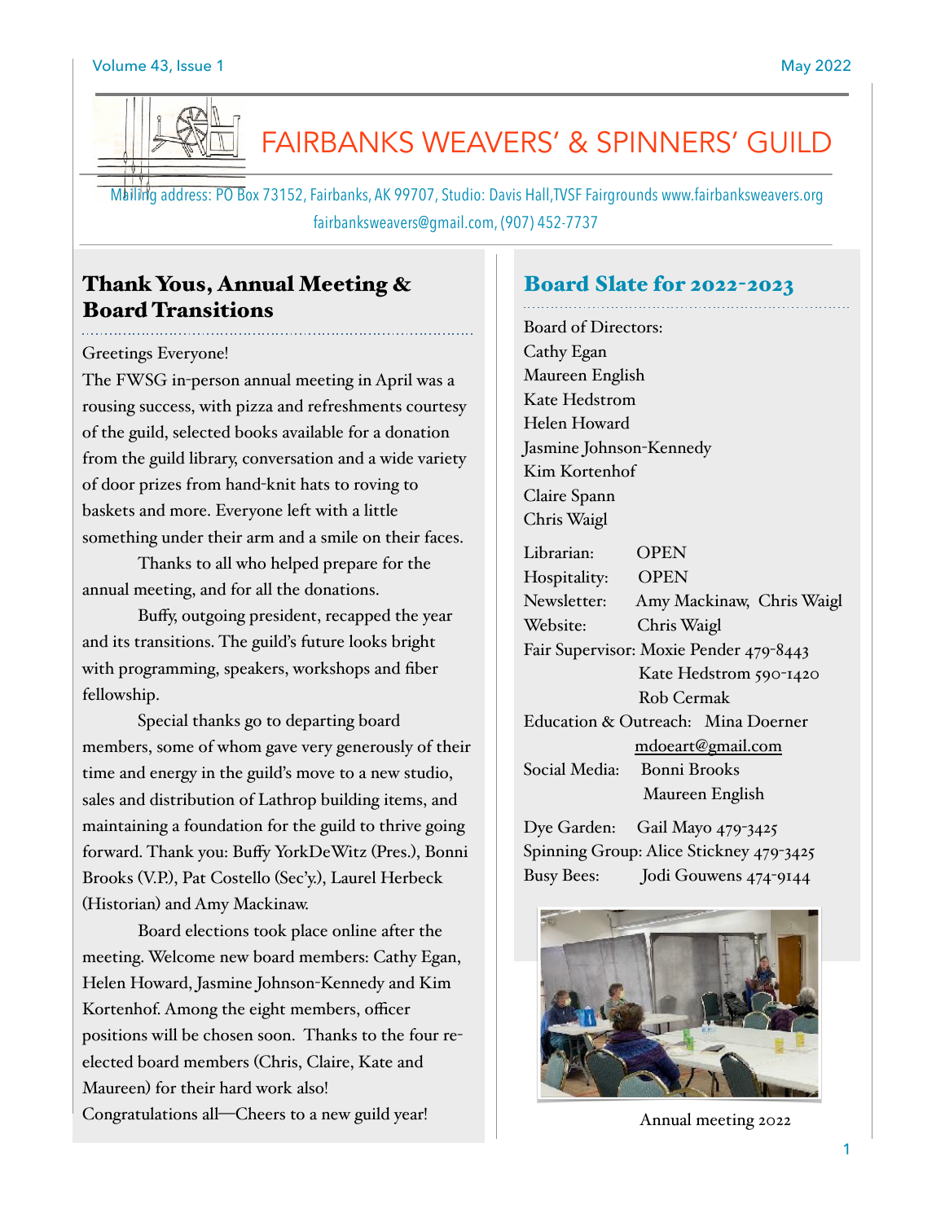# FAIRBANKS WEAVERS' & SPINNERS' GUILD

Mailing address: PO Box 73152, Fairbanks, AK 99707, Studio: Davis Hall, TVSF Fairgrounds www.fairbanksweavers.org
fairbanksweavers@gmail.com, (907) 452-7737

## Thank Yous, Annual Meeting & Board Transitions

Greetings Everyone!

The FWSG in-person annual meeting in April was a rousing success, with pizza and refreshments courtesy of the guild, selected books available for a donation from the guild library, conversation and a wide variety of door prizes from hand-knit hats to roving to baskets and more. Everyone left with a little something under their arm and a smile on their faces.

Thanks to all who helped prepare for the annual meeting, and for all the donations.

Buffy, outgoing president, recapped the year and its transitions. The guild's future looks bright with programming, speakers, workshops and fiber fellowship.

Special thanks go to departing board members, some of whom gave very generously of their time and energy in the guild's move to a new studio, sales and distribution of Lathrop building items, and maintaining a foundation for the guild to thrive going forward. Thank you: Buffy YorkDeWitz (Pres.), Bonni Brooks (V.P.), Pat Costello (Sec'y.), Laurel Herbeck (Historian) and Amy Mackinaw.

Board elections took place online after the meeting. Welcome new board members: Cathy Egan, Helen Howard, Jasmine Johnson-Kennedy and Kim Kortenhof. Among the eight members, officer positions will be chosen soon. Thanks to the four re-elected board members (Chris, Claire, Kate and Maureen) for their hard work also!

Congratulations all—Cheers to a new guild year!

## Board Slate for 2022-2023

Board of Directors:
Cathy Egan
Maureen English
Kate Hedstrom
Helen Howard
Jasmine Johnson-Kennedy
Kim Kortenhof
Claire Spann
Chris Waigl

Librarian: OPEN
Hospitality: OPEN
Newsletter: Amy Mackinaw, Chris Waigl
Website: Chris Waigl
Fair Supervisor: Moxie Pender 479-8443
Kate Hedstrom 590-1420
Rob Cermak
Education & Outreach: Mina Doerner
mdoeart@gmail.com
Social Media: Bonni Brooks
Maureen English

Dye Garden: Gail Mayo 479-3425
Spinning Group: Alice Stickney 479-3425
Busy Bees: Jodi Gouwens 474-9144

Annual meeting 2022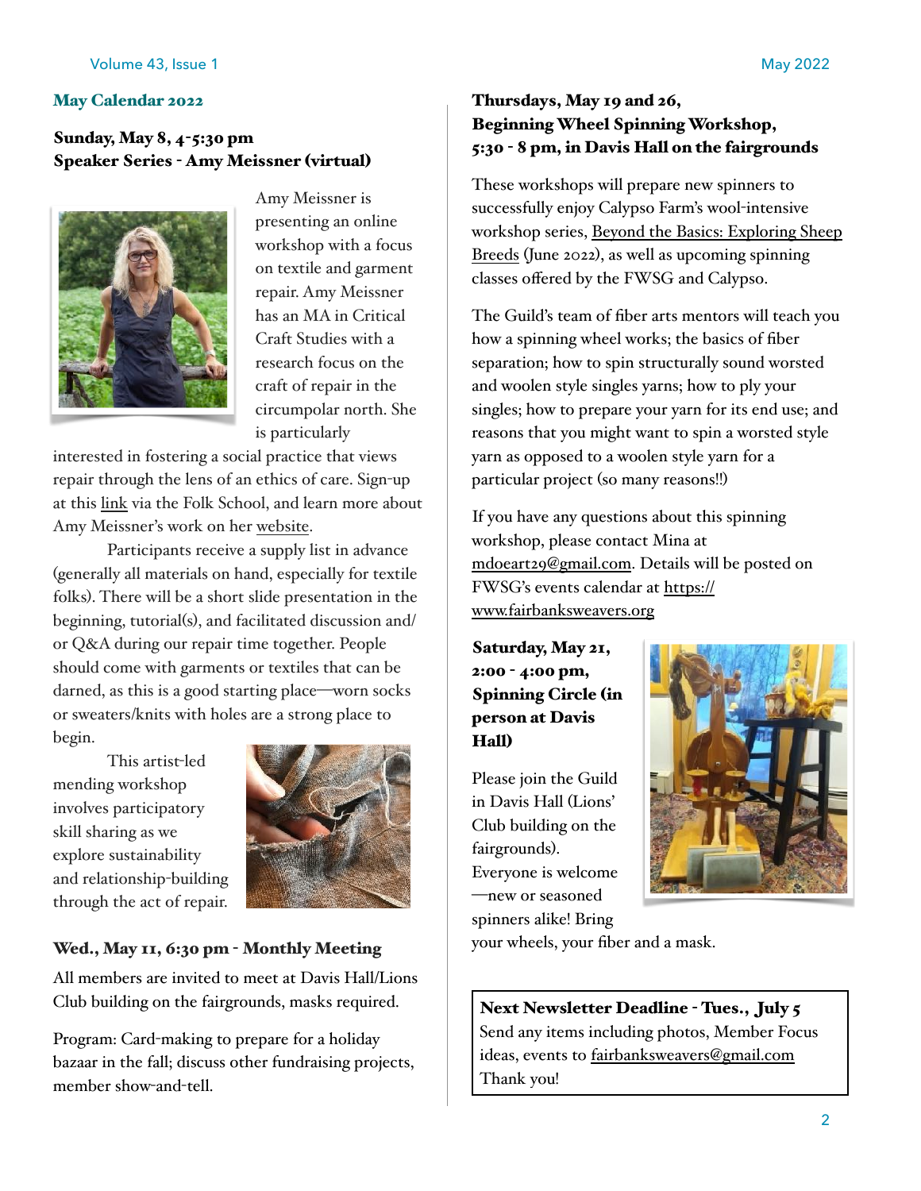## May Calendar 2022

### Sunday, May 8, 4-5:30 pm
### Speaker Series - Amy Meissner (virtual)

Amy Meissner is presenting an online workshop with a focus on textile and garment repair. Amy Meissner has an MA in Critical Craft Studies with a research focus on the craft of repair in the circumpolar north. She is particularly interested in fostering a social practice that views repair through the lens of an ethics of care. Sign-up at this link via the Folk School, and learn more about Amy Meissner's work on her website.

Participants receive a supply list in advance (generally all materials on hand, especially for textile folks). There will be a short slide presentation in the beginning, tutorial(s), and facilitated discussion and/or Q&A during our repair time together. People should come with garments or textiles that can be darned, as this is a good starting place—worn socks or sweaters/knits with holes are a strong place to begin.

This artist-led mending workshop involves participatory skill sharing as we explore sustainability and relationship-building through the act of repair.

### Wed., May 11, 6:30 pm - Monthly Meeting

All members are invited to meet at Davis Hall/Lions Club building on the fairgrounds, masks required.

Program: Card-making to prepare for a holiday bazaar in the fall; discuss other fundraising projects, member show-and-tell.

### Thursdays, May 19 and 26, Beginning Wheel Spinning Workshop, 5:30 - 8 pm, in Davis Hall on the fairgrounds

These workshops will prepare new spinners to successfully enjoy Calypso Farm's wool-intensive workshop series, Beyond the Basics: Exploring Sheep Breeds (June 2022), as well as upcoming spinning classes offered by the FWSG and Calypso.

The Guild's team of fiber arts mentors will teach you how a spinning wheel works; the basics of fiber separation; how to spin structurally sound worsted and woolen style singles yarns; how to ply your singles; how to prepare your yarn for its end use; and reasons that you might want to spin a worsted style yarn as opposed to a woolen style yarn for a particular project (so many reasons!!)

If you have any questions about this spinning workshop, please contact Mina at mdoeart29@gmail.com. Details will be posted on FWSG's events calendar at https://www.fairbanksweavers.org

### Saturday, May 21, 2:00 - 4:00 pm, Spinning Circle (in person at Davis Hall)

Please join the Guild in Davis Hall (Lions' Club building on the fairgrounds). Everyone is welcome—new or seasoned spinners alike! Bring your wheels, your fiber and a mask.

**Next Newsletter Deadline - Tues., July 5**
Send any items including photos, Member Focus ideas, events to fairbanksweavers@gmail.com
Thank you!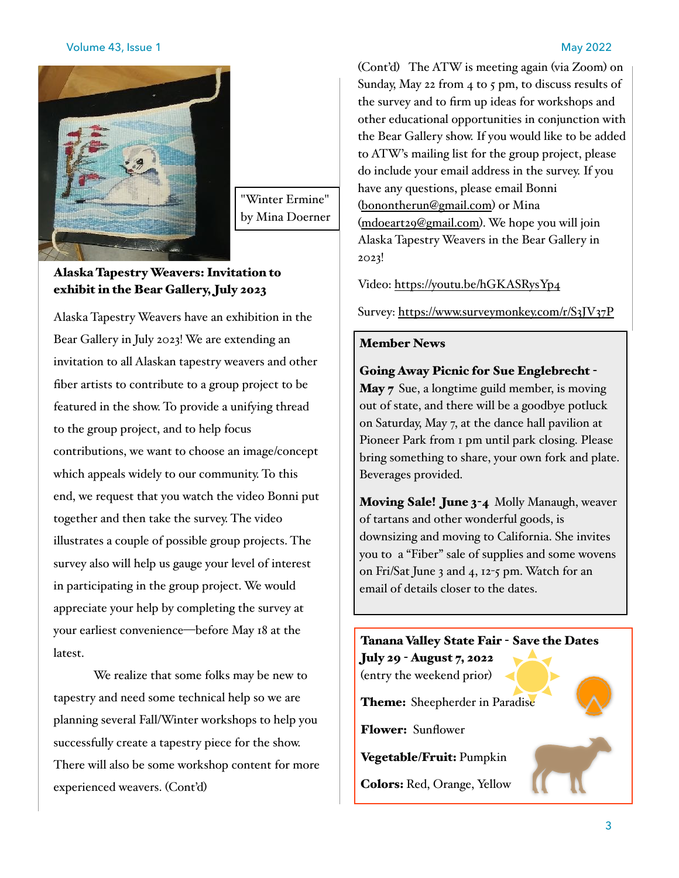"Winter Ermine" by Mina Doerner

## Alaska Tapestry Weavers: Invitation to exhibit in the Bear Gallery, July 2023

Alaska Tapestry Weavers have an exhibition in the Bear Gallery in July 2023! We are extending an invitation to all Alaskan tapestry weavers and other fiber artists to contribute to a group project to be featured in the show. To provide a unifying thread to the group project, and to help focus contributions, we want to choose an image/concept which appeals widely to our community. To this end, we request that you watch the video Bonni put together and then take the survey. The video illustrates a couple of possible group projects. The survey also will help us gauge your level of interest in participating in the group project. We would appreciate your help by completing the survey at your earliest convenience—before May 18 at the latest.

We realize that some folks may be new to tapestry and need some technical help so we are planning several Fall/Winter workshops to help you successfully create a tapestry piece for the show. There will also be some workshop content for more experienced weavers. (Cont'd)

(Cont'd) The ATW is meeting again (via Zoom) on Sunday, May 22 from 4 to 5 pm, to discuss results of the survey and to firm up ideas for workshops and other educational opportunities in conjunction with the Bear Gallery show. If you would like to be added to ATW's mailing list for the group project, please do include your email address in the survey. If you have any questions, please email Bonni (bonontherun@gmail.com) or Mina (mdoeart29@gmail.com). We hope you will join Alaska Tapestry Weavers in the Bear Gallery in 2023!

Video: https://youtu.be/hGKASRysYp4

Survey: https://www.surveymonkey.com/r/S3JV37P

## Member News

**Going Away Picnic for Sue Englebrecht - May 7** Sue, a longtime guild member, is moving out of state, and there will be a goodbye potluck on Saturday, May 7, at the dance hall pavilion at Pioneer Park from 1 pm until park closing. Please bring something to share, your own fork and plate. Beverages provided.

**Moving Sale! June 3-4** Molly Manaugh, weaver of tartans and other wonderful goods, is downsizing and moving to California. She invites you to a "Fiber" sale of supplies and some wovens on Fri/Sat June 3 and 4, 12-5 pm. Watch for an email of details closer to the dates.

## Tanana Valley State Fair - Save the Dates July 29 - August 7, 2022

(entry the weekend prior)

**Theme:** Sheepherder in Paradise

**Flower:** Sunflower

**Vegetable/Fruit:** Pumpkin

**Colors:** Red, Orange, Yellow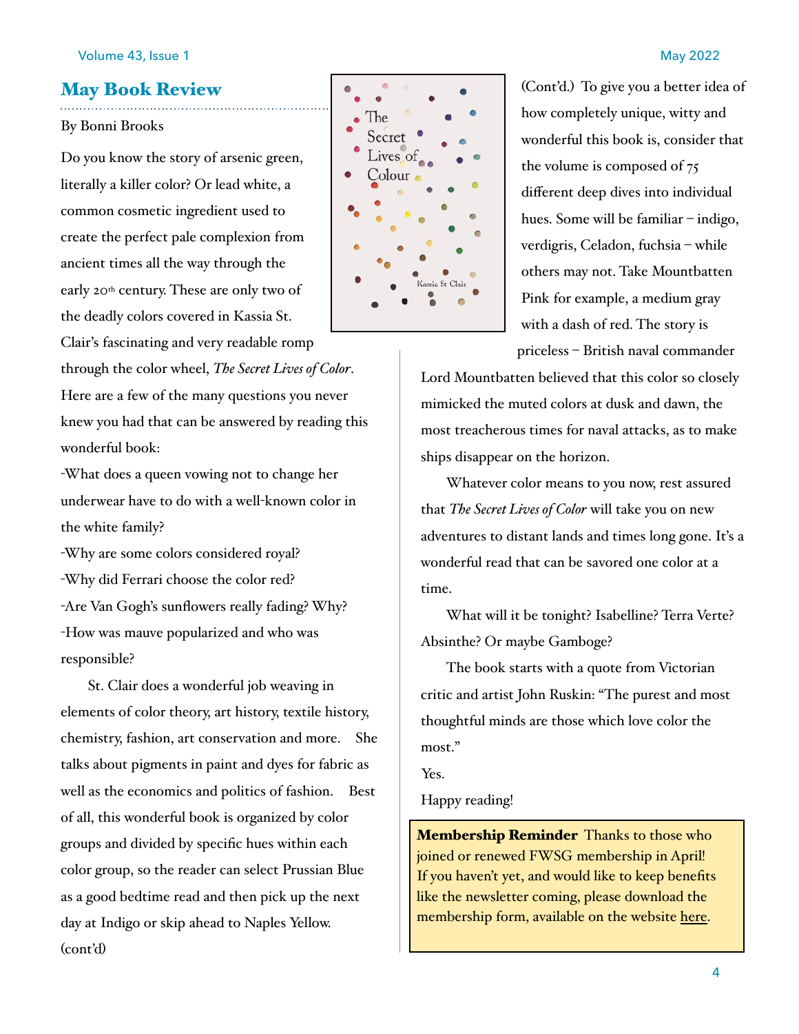## May Book Review

By Bonni Brooks

Do you know the story of arsenic green, literally a killer color? Or lead white, a common cosmetic ingredient used to create the perfect pale complexion from ancient times all the way through the early 20th century. These are only two of the deadly colors covered in Kassia St. Clair's fascinating and very readable romp through the color wheel, *The Secret Lives of Color*. Here are a few of the many questions you never knew you had that can be answered by reading this wonderful book:

-What does a queen vowing not to change her underwear have to do with a well-known color in the white family?

-Why are some colors considered royal?

-Why did Ferrari choose the color red?

-Are Van Gogh's sunflowers really fading? Why?

-How was mauve popularized and who was responsible?

St. Clair does a wonderful job weaving in elements of color theory, art history, textile history, chemistry, fashion, art conservation and more. She talks about pigments in paint and dyes for fabric as well as the economics and politics of fashion. Best of all, this wonderful book is organized by color groups and divided by specific hues within each color group, so the reader can select Prussian Blue as a good bedtime read and then pick up the next day at Indigo or skip ahead to Naples Yellow. (cont'd)

(Cont'd.) To give you a better idea of how completely unique, witty and wonderful this book is, consider that the volume is composed of 75 different deep dives into individual hues. Some will be familiar – indigo, verdigris, Celadon, fuchsia – while others may not. Take Mountbatten Pink for example, a medium gray with a dash of red. The story is priceless – British naval commander Lord Mountbatten believed that this color so closely mimicked the muted colors at dusk and dawn, the most treacherous times for naval attacks, as to make ships disappear on the horizon.

Whatever color means to you now, rest assured that *The Secret Lives of Color* will take you on new adventures to distant lands and times long gone. It's a wonderful read that can be savored one color at a time.

What will it be tonight? Isabelline? Terra Verte? Absinthe? Or maybe Gamboge?

The book starts with a quote from Victorian critic and artist John Ruskin: "The purest and most thoughtful minds are those which love color the most."

Yes.

Happy reading!

**Membership Reminder** Thanks to those who joined or renewed FWSG membership in April! If you haven't yet, and would like to keep benefits like the newsletter coming, please download the membership form, available on the website here.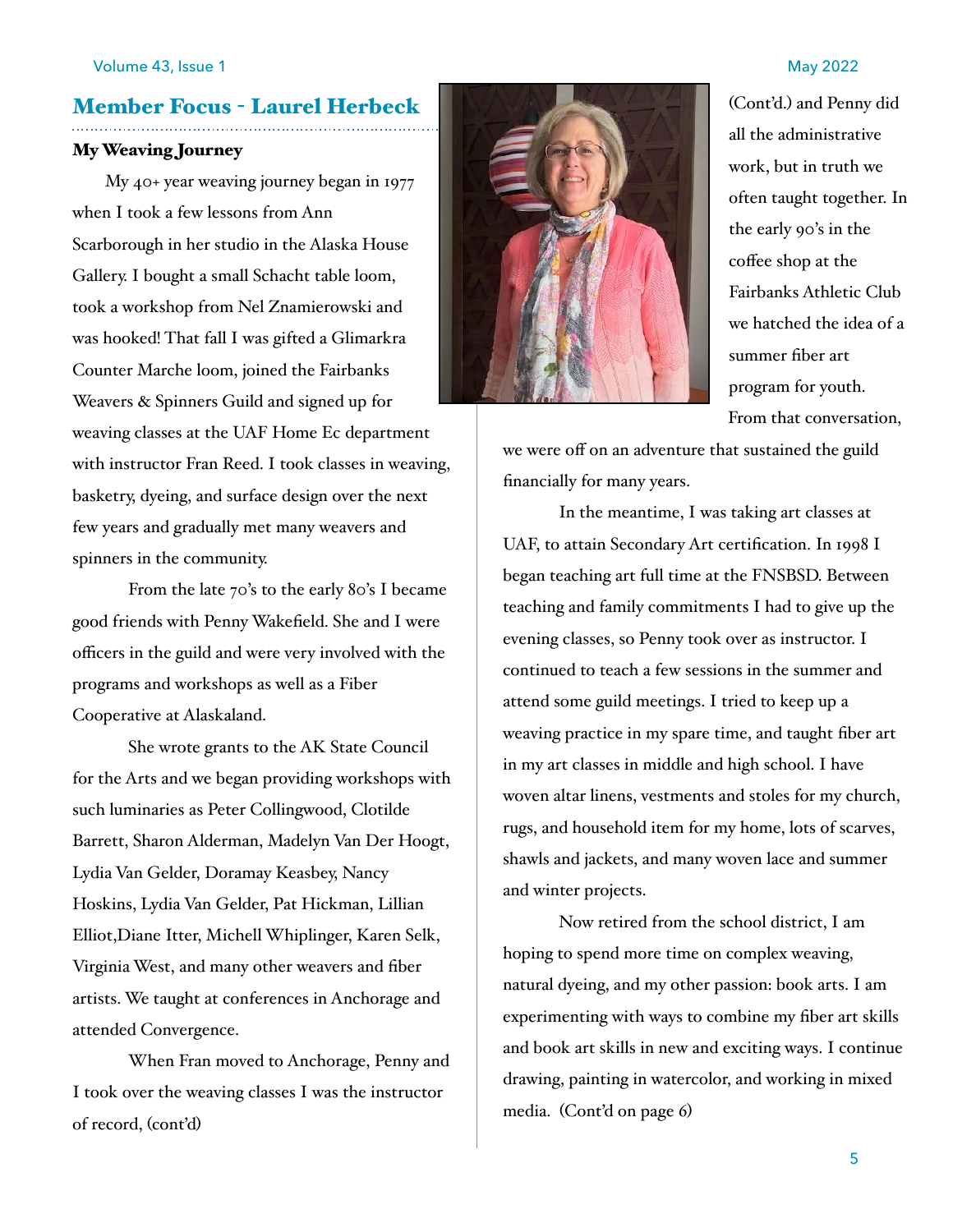## Member Focus - Laurel Herbeck

### My Weaving Journey

My 40+ year weaving journey began in 1977 when I took a few lessons from Ann Scarborough in her studio in the Alaska House Gallery. I bought a small Schacht table loom, took a workshop from Nel Znamierowski and was hooked! That fall I was gifted a Glimarkra Counter Marche loom, joined the Fairbanks Weavers & Spinners Guild and signed up for weaving classes at the UAF Home Ec department with instructor Fran Reed. I took classes in weaving, basketry, dyeing, and surface design over the next few years and gradually met many weavers and spinners in the community.

From the late 70's to the early 80's I became good friends with Penny Wakefield. She and I were officers in the guild and were very involved with the programs and workshops as well as a Fiber Cooperative at Alaskaland.

She wrote grants to the AK State Council for the Arts and we began providing workshops with such luminaries as Peter Collingwood, Clotilde Barrett, Sharon Alderman, Madelyn Van Der Hoogt, Lydia Van Gelder, Doramay Keasbey, Nancy Hoskins, Lydia Van Gelder, Pat Hickman, Lillian Elliot,Diane Itter, Michell Whiplinger, Karen Selk, Virginia West, and many other weavers and fiber artists. We taught at conferences in Anchorage and attended Convergence.

When Fran moved to Anchorage, Penny and I took over the weaving classes I was the instructor of record, (cont'd)

(Cont'd.) and Penny did all the administrative work, but in truth we often taught together. In the early 90's in the coffee shop at the Fairbanks Athletic Club we hatched the idea of a summer fiber art program for youth. From that conversation, we were off on an adventure that sustained the guild financially for many years.

In the meantime, I was taking art classes at UAF, to attain Secondary Art certification. In 1998 I began teaching art full time at the FNSBSD. Between teaching and family commitments I had to give up the evening classes, so Penny took over as instructor. I continued to teach a few sessions in the summer and attend some guild meetings. I tried to keep up a weaving practice in my spare time, and taught fiber art in my art classes in middle and high school. I have woven altar linens, vestments and stoles for my church, rugs, and household item for my home, lots of scarves, shawls and jackets, and many woven lace and summer and winter projects.

Now retired from the school district, I am hoping to spend more time on complex weaving, natural dyeing, and my other passion: book arts. I am experimenting with ways to combine my fiber art skills and book art skills in new and exciting ways. I continue drawing, painting in watercolor, and working in mixed media. (Cont'd on page 6)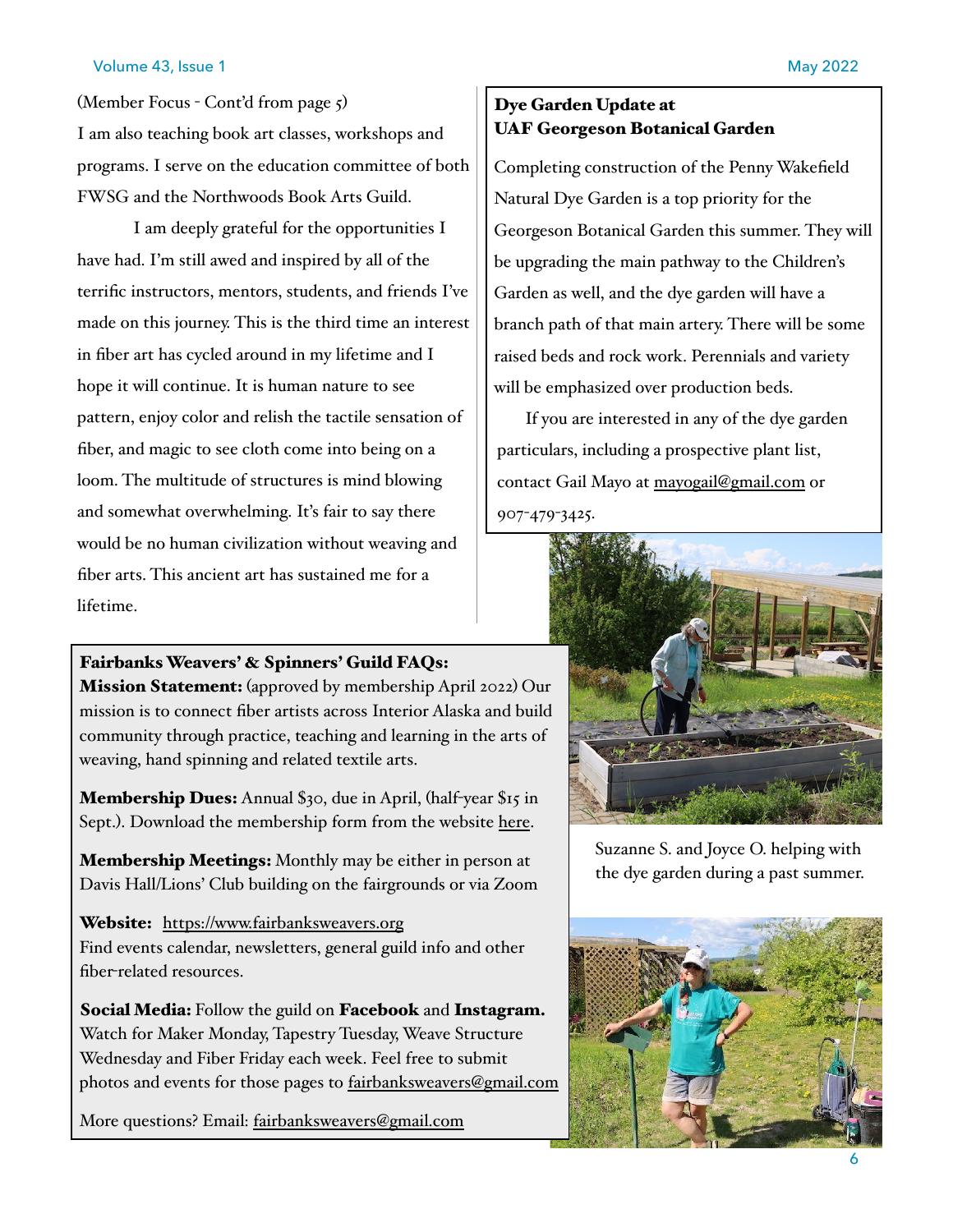(Member Focus - Cont'd from page 5)

I am also teaching book art classes, workshops and programs. I serve on the education committee of both FWSG and the Northwoods Book Arts Guild.

I am deeply grateful for the opportunities I have had. I'm still awed and inspired by all of the terrific instructors, mentors, students, and friends I've made on this journey. This is the third time an interest in fiber art has cycled around in my lifetime and I hope it will continue. It is human nature to see pattern, enjoy color and relish the tactile sensation of fiber, and magic to see cloth come into being on a loom. The multitude of structures is mind blowing and somewhat overwhelming. It's fair to say there would be no human civilization without weaving and fiber arts. This ancient art has sustained me for a lifetime.

## Dye Garden Update at UAF Georgeson Botanical Garden

Completing construction of the Penny Wakefield Natural Dye Garden is a top priority for the Georgeson Botanical Garden this summer. They will be upgrading the main pathway to the Children's Garden as well, and the dye garden will have a branch path of that main artery. There will be some raised beds and rock work. Perennials and variety will be emphasized over production beds.

If you are interested in any of the dye garden particulars, including a prospective plant list, contact Gail Mayo at mayogail@gmail.com or 907-479-3425.

Suzanne S. and Joyce O. helping with the dye garden during a past summer.

## Fairbanks Weavers' & Spinners' Guild FAQs:

**Mission Statement:** (approved by membership April 2022) Our mission is to connect fiber artists across Interior Alaska and build community through practice, teaching and learning in the arts of weaving, hand spinning and related textile arts.

**Membership Dues:** Annual $30, due in April, (half-year $15 in Sept.). Download the membership form from the website here.

**Membership Meetings:** Monthly may be either in person at Davis Hall/Lions' Club building on the fairgrounds or via Zoom

**Website:** https://www.fairbanksweavers.org
Find events calendar, newsletters, general guild info and other fiber-related resources.

**Social Media:** Follow the guild on **Facebook** and **Instagram.** Watch for Maker Monday, Tapestry Tuesday, Weave Structure Wednesday and Fiber Friday each week. Feel free to submit photos and events for those pages to fairbanksweavers@gmail.com

More questions? Email: fairbanksweavers@gmail.com